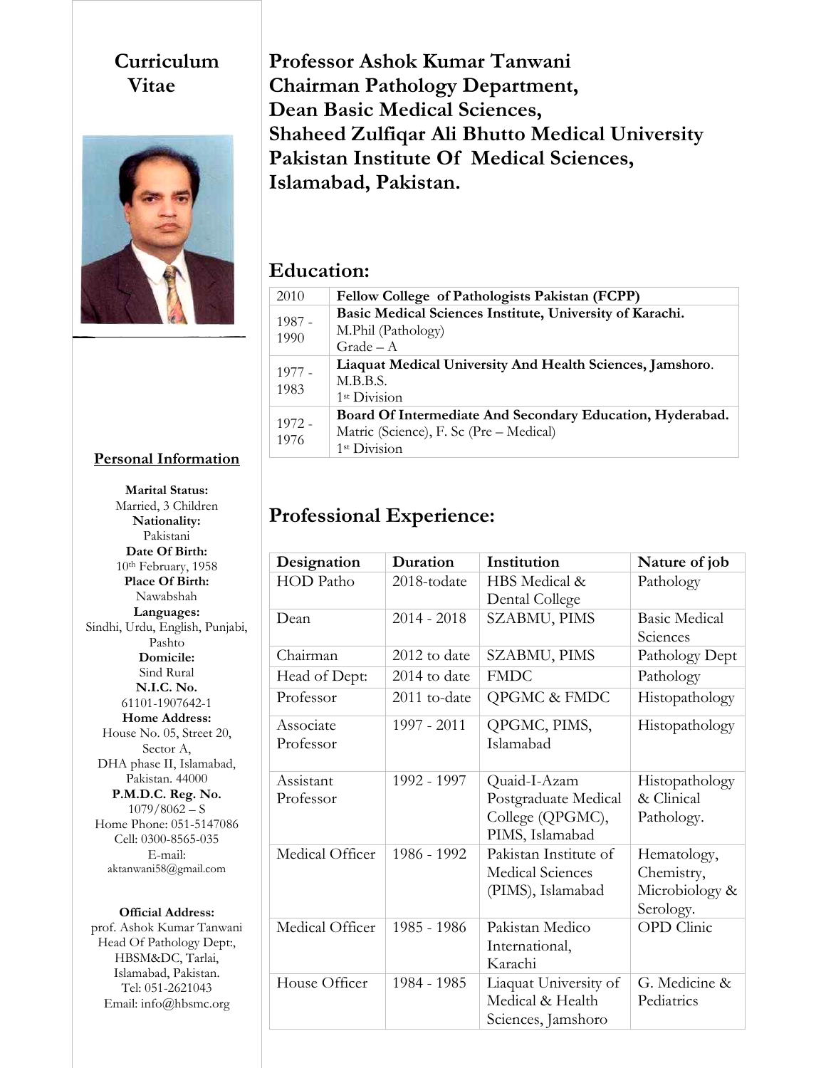# Curriculum Vitae

## Professor Ashok Kumar Tanwani
## Chairman Pathology Department,
## Dean Basic Medical Sciences,
## Shaheed Zulfiqar Ali Bhutto Medical University
## Pakistan Institute Of Medical Sciences,
## Islamabad, Pakistan.

### Personal Information

**Marital Status:**
Married, 3 Children

**Nationality:**
Pakistani

**Date Of Birth:**
10th February, 1958

**Place Of Birth:**
Nawabshah

**Languages:**
Sindhi, Urdu, English, Punjabi, Pashto

**Domicile:**
Sind Rural

**N.I.C. No.**
61101-1907642-1

**Home Address:**
House No. 05, Street 20, Sector A,
DHA phase II, Islamabad,
Pakistan. 44000

**P.M.D.C. Reg. No.**
1079/8062 – S

Home Phone: 051-5147086
Cell: 0300-8565-035
E-mail:
aktanwani58@gmail.com

**Official Address:**
prof. Ashok Kumar Tanwani
Head Of Pathology Dept:,
HBSM&DC, Tarlai,
Islamabad, Pakistan.
Tel: 051-2621043
Email: info@hbsmc.org

## Education:

| Year | Details |
|---|---|
| 2010 | **Fellow College of Pathologists Pakistan (FCPP)** |
| 1987 - 1990 | **Basic Medical Sciences Institute, University of Karachi.**<br>M.Phil (Pathology)<br>Grade – A |
| 1977 - 1983 | **Liaquat Medical University And Health Sciences, Jamshoro**.<br>M.B.B.S.<br>1st Division |
| 1972 - 1976 | **Board Of Intermediate And Secondary Education, Hyderabad.**<br>Matric (Science), F. Sc (Pre – Medical)<br>1st Division |

## Professional Experience:

| Designation | Duration | Institution | Nature of job |
|---|---|---|---|
| HOD Patho | 2018-todate | HBS Medical & Dental College | Pathology |
| Dean | 2014 - 2018 | SZABMU, PIMS | Basic Medical Sciences |
| Chairman | 2012 to date | SZABMU, PIMS | Pathology Dept |
| Head of Dept: | 2014 to date | FMDC | Pathology |
| Professor | 2011 to-date | QPGMC & FMDC | Histopathology |
| Associate Professor | 1997 - 2011 | QPGMC, PIMS, Islamabad | Histopathology |
| Assistant Professor | 1992 - 1997 | Quaid-I-Azam Postgraduate Medical College (QPGMC), PIMS, Islamabad | Histopathology & Clinical Pathology. |
| Medical Officer | 1986 - 1992 | Pakistan Institute of Medical Sciences (PIMS), Islamabad | Hematology, Chemistry, Microbiology & Serology. |
| Medical Officer | 1985 - 1986 | Pakistan Medico International, Karachi | OPD Clinic |
| House Officer | 1984 - 1985 | Liaquat University of Medical & Health Sciences, Jamshoro | G. Medicine & Pediatrics |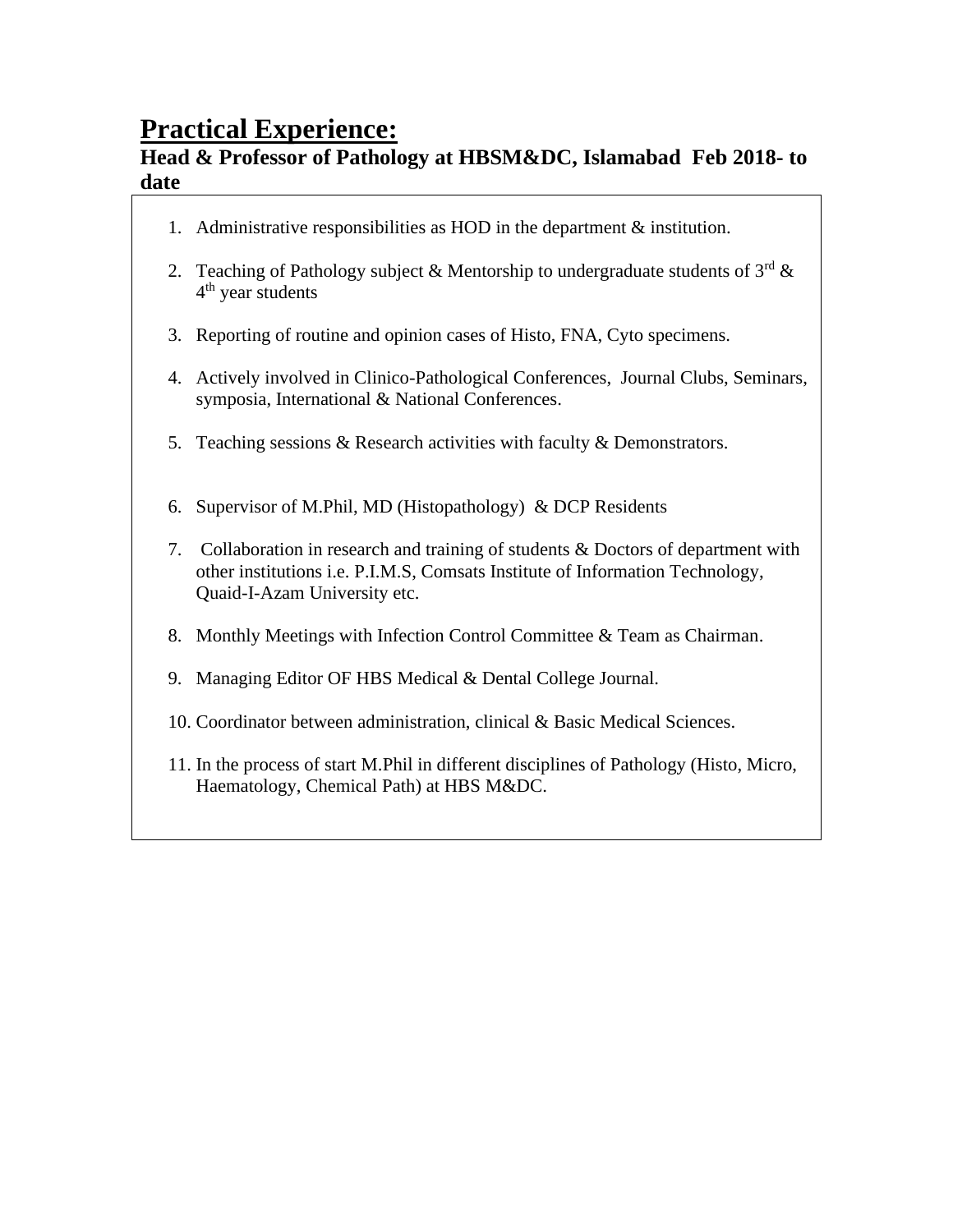# Practical Experience:

## Head & Professor of Pathology at HBSM&DC, Islamabad Feb 2018- to date

1. Administrative responsibilities as HOD in the department & institution.
2. Teaching of Pathology subject & Mentorship to undergraduate students of 3rd & 4th year students
3. Reporting of routine and opinion cases of Histo, FNA, Cyto specimens.
4. Actively involved in Clinico-Pathological Conferences, Journal Clubs, Seminars, symposia, International & National Conferences.
5. Teaching sessions & Research activities with faculty & Demonstrators.
6. Supervisor of M.Phil, MD (Histopathology) & DCP Residents
7. Collaboration in research and training of students & Doctors of department with other institutions i.e. P.I.M.S, Comsats Institute of Information Technology, Quaid-I-Azam University etc.
8. Monthly Meetings with Infection Control Committee & Team as Chairman.
9. Managing Editor OF HBS Medical & Dental College Journal.
10. Coordinator between administration, clinical & Basic Medical Sciences.
11. In the process of start M.Phil in different disciplines of Pathology (Histo, Micro, Haematology, Chemical Path) at HBS M&DC.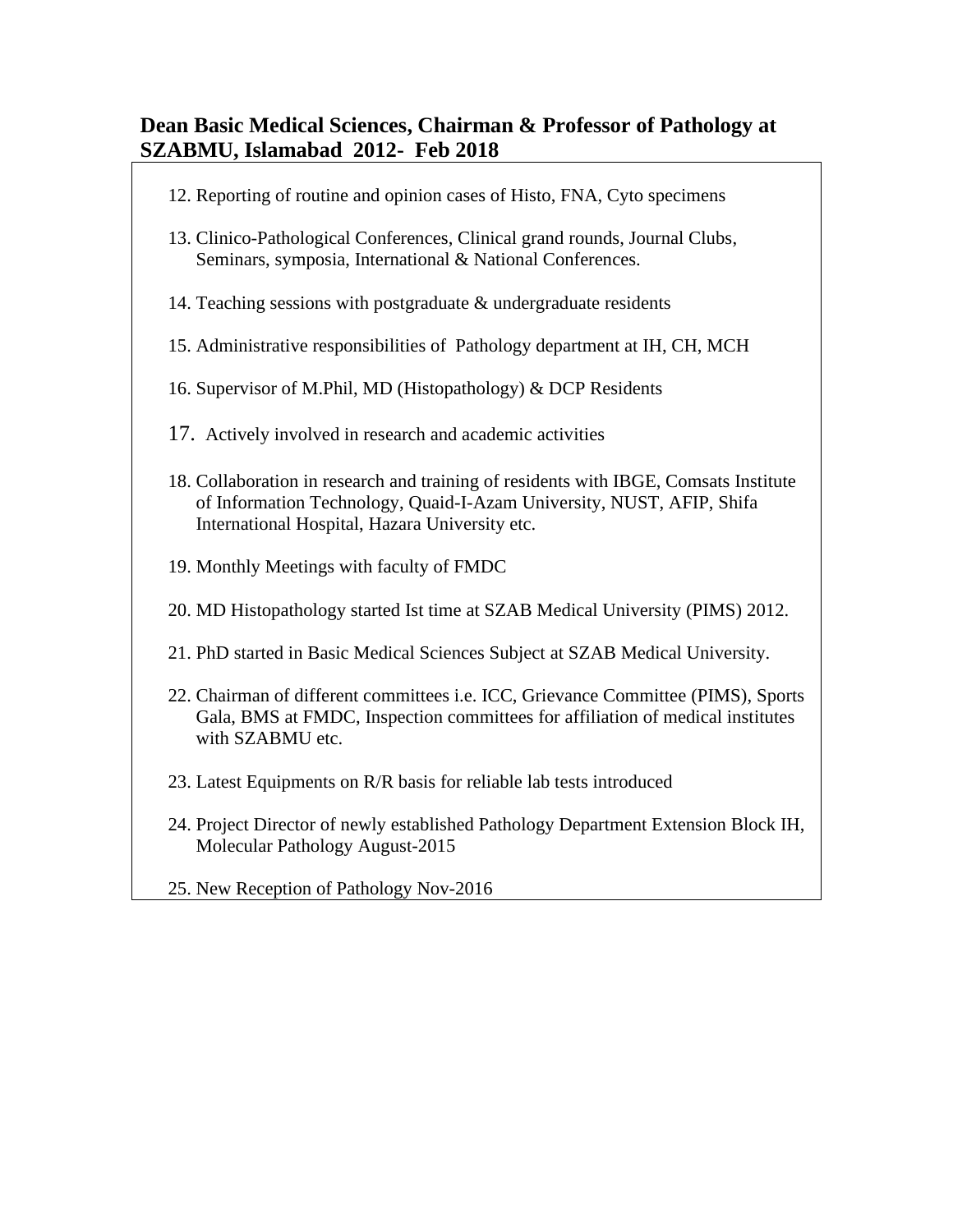### Dean Basic Medical Sciences, Chairman & Professor of Pathology at SZABMU, Islamabad 2012- Feb 2018

12. Reporting of routine and opinion cases of Histo, FNA, Cyto specimens
13. Clinico-Pathological Conferences, Clinical grand rounds, Journal Clubs, Seminars, symposia, International & National Conferences.
14. Teaching sessions with postgraduate & undergraduate residents
15. Administrative responsibilities of Pathology department at IH, CH, MCH
16. Supervisor of M.Phil, MD (Histopathology) & DCP Residents
17. Actively involved in research and academic activities
18. Collaboration in research and training of residents with IBGE, Comsats Institute of Information Technology, Quaid-I-Azam University, NUST, AFIP, Shifa International Hospital, Hazara University etc.
19. Monthly Meetings with faculty of FMDC
20. MD Histopathology started Ist time at SZAB Medical University (PIMS) 2012.
21. PhD started in Basic Medical Sciences Subject at SZAB Medical University.
22. Chairman of different committees i.e. ICC, Grievance Committee (PIMS), Sports Gala, BMS at FMDC, Inspection committees for affiliation of medical institutes with SZABMU etc.
23. Latest Equipments on R/R basis for reliable lab tests introduced
24. Project Director of newly established Pathology Department Extension Block IH, Molecular Pathology August-2015
25. New Reception of Pathology Nov-2016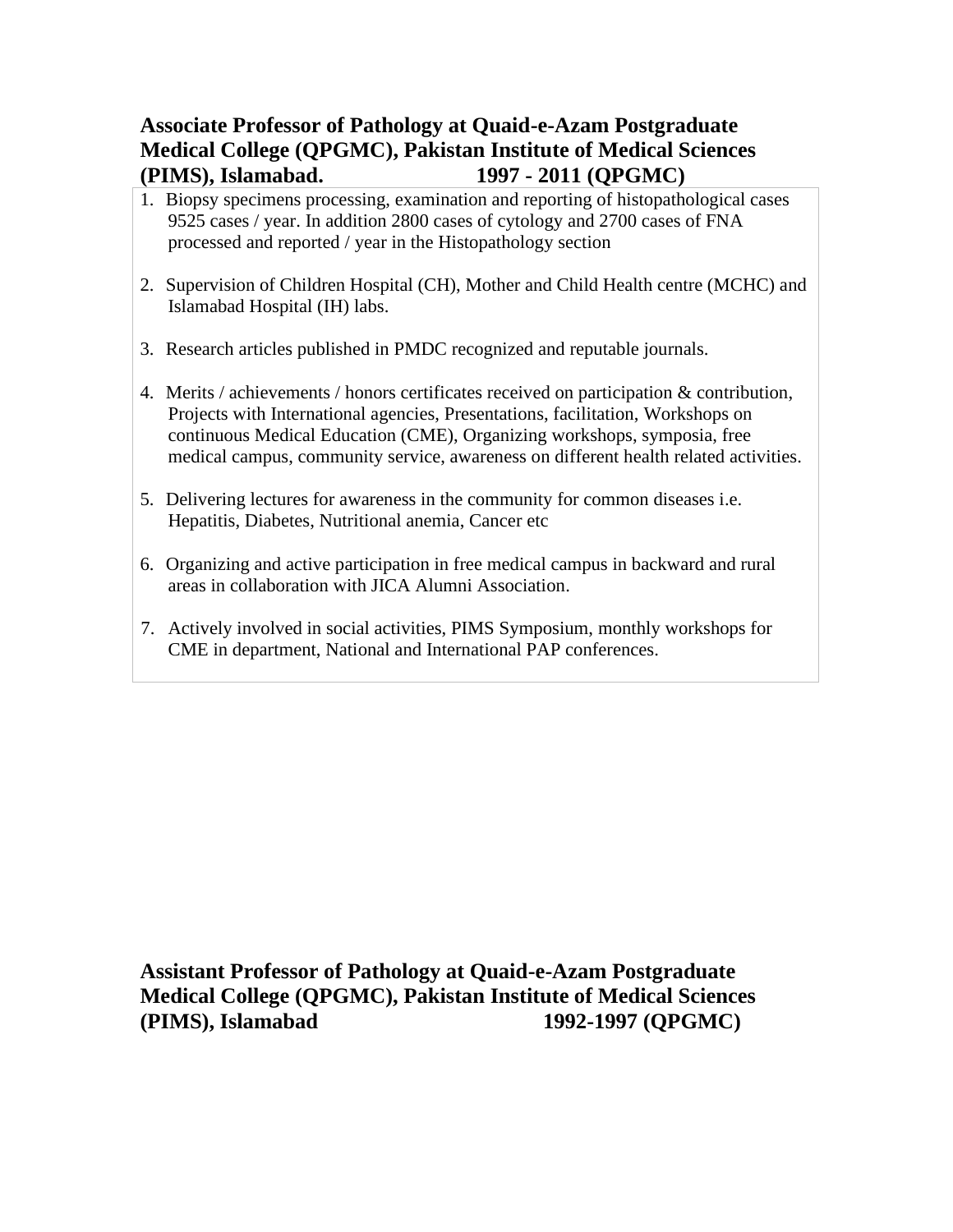**Associate Professor of Pathology at Quaid-e-Azam Postgraduate Medical College (QPGMC), Pakistan Institute of Medical Sciences (PIMS), Islamabad. 1997 - 2011 (QPGMC)**

1. Biopsy specimens processing, examination and reporting of histopathological cases 9525 cases / year. In addition 2800 cases of cytology and 2700 cases of FNA processed and reported / year in the Histopathology section

2. Supervision of Children Hospital (CH), Mother and Child Health centre (MCHC) and Islamabad Hospital (IH) labs.

3. Research articles published in PMDC recognized and reputable journals.

4. Merits / achievements / honors certificates received on participation & contribution, Projects with International agencies, Presentations, facilitation, Workshops on continuous Medical Education (CME), Organizing workshops, symposia, free medical campus, community service, awareness on different health related activities.

5. Delivering lectures for awareness in the community for common diseases i.e. Hepatitis, Diabetes, Nutritional anemia, Cancer etc

6. Organizing and active participation in free medical campus in backward and rural areas in collaboration with JICA Alumni Association.

7. Actively involved in social activities, PIMS Symposium, monthly workshops for CME in department, National and International PAP conferences.

**Assistant Professor of Pathology at Quaid-e-Azam Postgraduate Medical College (QPGMC), Pakistan Institute of Medical Sciences (PIMS), Islamabad 1992-1997 (QPGMC)**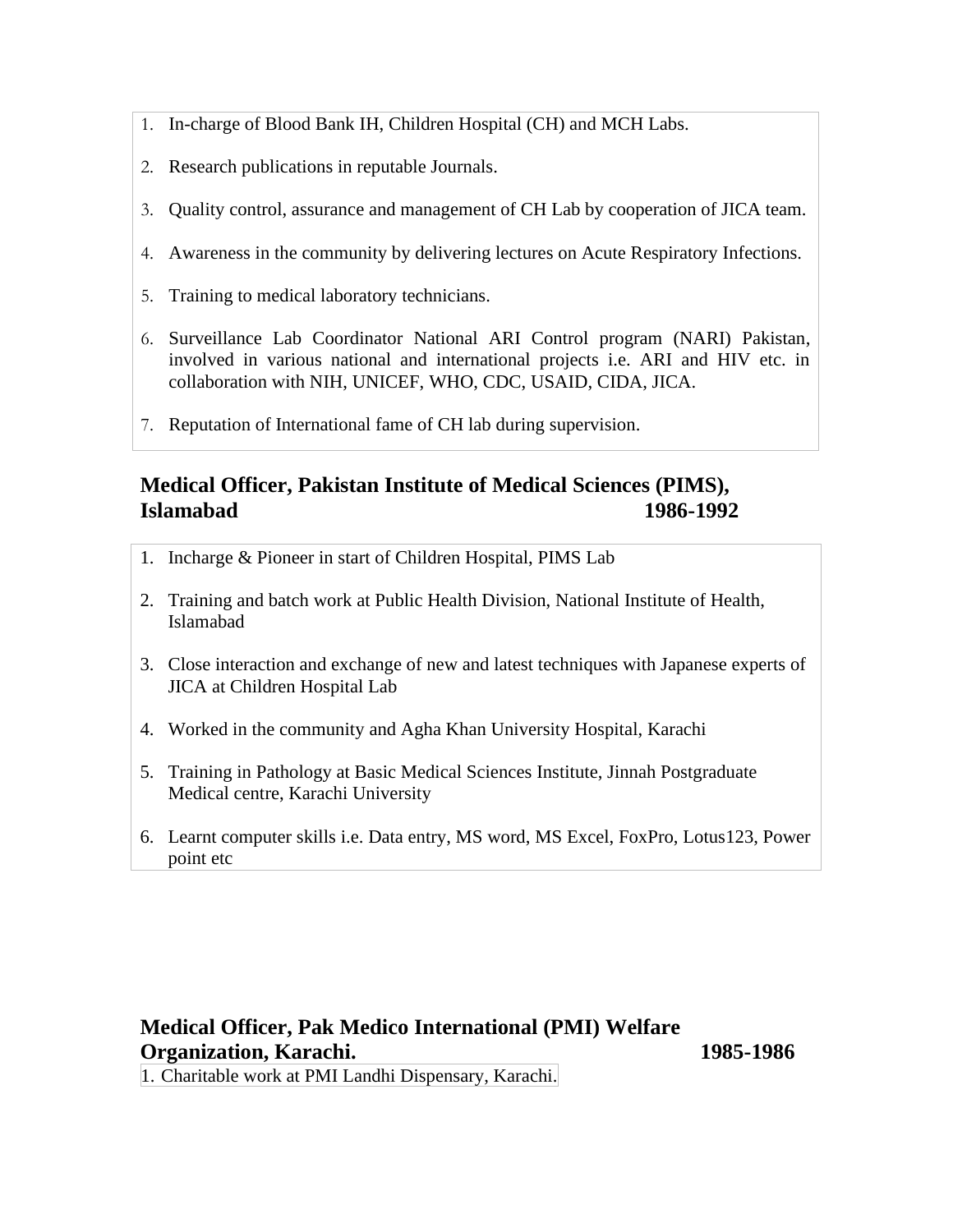1. In-charge of Blood Bank IH, Children Hospital (CH) and MCH Labs.
2. Research publications in reputable Journals.
3. Quality control, assurance and management of CH Lab by cooperation of JICA team.
4. Awareness in the community by delivering lectures on Acute Respiratory Infections.
5. Training to medical laboratory technicians.
6. Surveillance Lab Coordinator National ARI Control program (NARI) Pakistan, involved in various national and international projects i.e. ARI and HIV etc. in collaboration with NIH, UNICEF, WHO, CDC, USAID, CIDA, JICA.
7. Reputation of International fame of CH lab during supervision.

## Medical Officer, Pakistan Institute of Medical Sciences (PIMS), Islamabad 1986-1992

1. Incharge & Pioneer in start of Children Hospital, PIMS Lab
2. Training and batch work at Public Health Division, National Institute of Health, Islamabad
3. Close interaction and exchange of new and latest techniques with Japanese experts of JICA at Children Hospital Lab
4. Worked in the community and Agha Khan University Hospital, Karachi
5. Training in Pathology at Basic Medical Sciences Institute, Jinnah Postgraduate Medical centre, Karachi University
6. Learnt computer skills i.e. Data entry, MS word, MS Excel, FoxPro, Lotus123, Power point etc

## Medical Officer, Pak Medico International (PMI) Welfare Organization, Karachi. 1985-1986

1. Charitable work at PMI Landhi Dispensary, Karachi.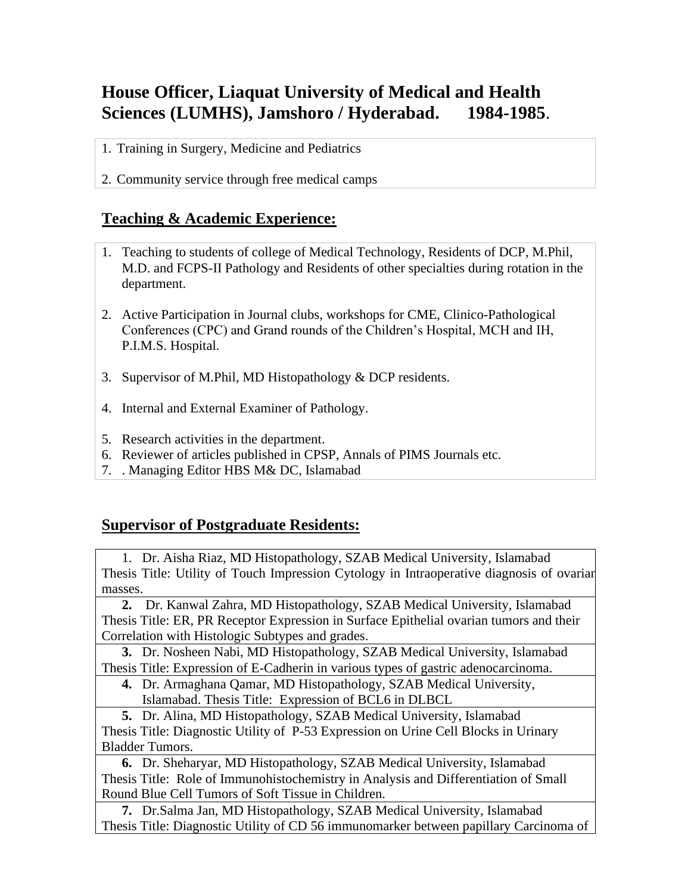**House Officer, Liaquat University of Medical and Health Sciences (LUMHS), Jamshoro / Hyderabad. 1984-1985**.

1. Training in Surgery, Medicine and Pediatrics
2. Community service through free medical camps

## Teaching & Academic Experience:

1. Teaching to students of college of Medical Technology, Residents of DCP, M.Phil, M.D. and FCPS-II Pathology and Residents of other specialties during rotation in the department.
2. Active Participation in Journal clubs, workshops for CME, Clinico-Pathological Conferences (CPC) and Grand rounds of the Children's Hospital, MCH and IH, P.I.M.S. Hospital.
3. Supervisor of M.Phil, MD Histopathology & DCP residents.
4. Internal and External Examiner of Pathology.
5. Research activities in the department.
6. Reviewer of articles published in CPSP, Annals of PIMS Journals etc.
7. . Managing Editor HBS M& DC, Islamabad

## Supervisor of Postgraduate Residents:

1. Dr. Aisha Riaz, MD Histopathology, SZAB Medical University, Islamabad
Thesis Title: Utility of Touch Impression Cytology in Intraoperative diagnosis of ovarian masses.
2. Dr. Kanwal Zahra, MD Histopathology, SZAB Medical University, Islamabad
Thesis Title: ER, PR Receptor Expression in Surface Epithelial ovarian tumors and their Correlation with Histologic Subtypes and grades.
3. Dr. Nosheen Nabi, MD Histopathology, SZAB Medical University, Islamabad
Thesis Title: Expression of E-Cadherin in various types of gastric adenocarcinoma.
4. Dr. Armaghana Qamar, MD Histopathology, SZAB Medical University, Islamabad. Thesis Title: Expression of BCL6 in DLBCL
5. Dr. Alina, MD Histopathology, SZAB Medical University, Islamabad
Thesis Title: Diagnostic Utility of P-53 Expression on Urine Cell Blocks in Urinary Bladder Tumors.
6. Dr. Sheharyar, MD Histopathology, SZAB Medical University, Islamabad
Thesis Title: Role of Immunohistochemistry in Analysis and Differentiation of Small Round Blue Cell Tumors of Soft Tissue in Children.
7. Dr.Salma Jan, MD Histopathology, SZAB Medical University, Islamabad
Thesis Title: Diagnostic Utility of CD 56 immunomarker between papillary Carcinoma of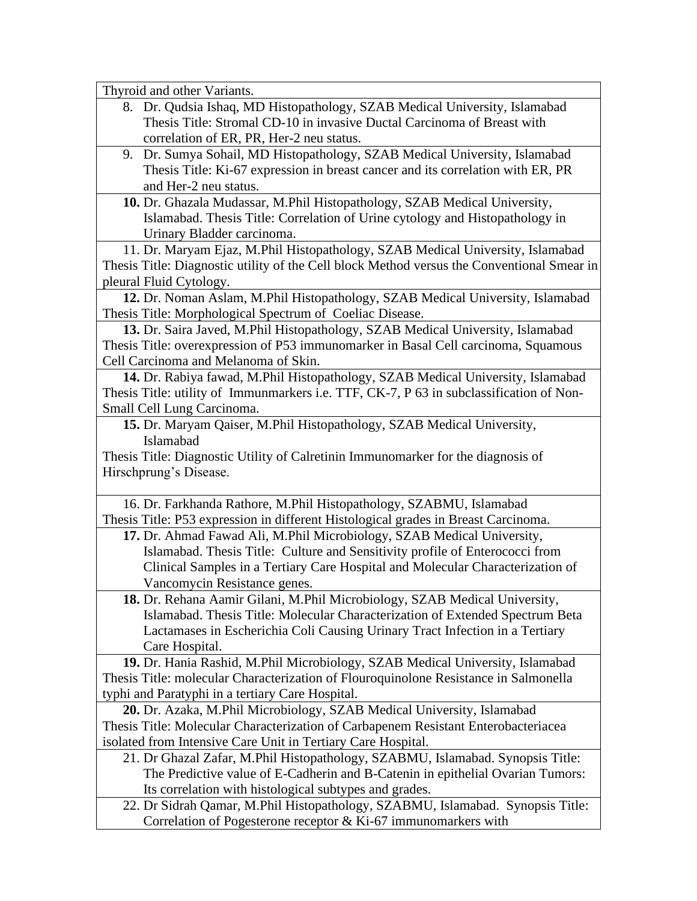| Thyroid and other Variants. |
|---|
| 8. Dr. Qudsia Ishaq, MD Histopathology, SZAB Medical University, Islamabad Thesis Title: Stromal CD-10 in invasive Ductal Carcinoma of Breast with correlation of ER, PR, Her-2 neu status. |
| 9. Dr. Sumya Sohail, MD Histopathology, SZAB Medical University, Islamabad Thesis Title: Ki-67 expression in breast cancer and its correlation with ER, PR and Her-2 neu status. |
| **10.** Dr. Ghazala Mudassar, M.Phil Histopathology, SZAB Medical University, Islamabad. Thesis Title: Correlation of Urine cytology and Histopathology in Urinary Bladder carcinoma. |
| 11. Dr. Maryam Ejaz, M.Phil Histopathology, SZAB Medical University, Islamabad Thesis Title: Diagnostic utility of the Cell block Method versus the Conventional Smear in pleural Fluid Cytology. |
| **12.** Dr. Noman Aslam, M.Phil Histopathology, SZAB Medical University, Islamabad Thesis Title: Morphological Spectrum of Coeliac Disease. |
| **13.** Dr. Saira Javed, M.Phil Histopathology, SZAB Medical University, Islamabad Thesis Title: overexpression of P53 immunomarker in Basal Cell carcinoma, Squamous Cell Carcinoma and Melanoma of Skin. |
| **14.** Dr. Rabiya fawad, M.Phil Histopathology, SZAB Medical University, Islamabad Thesis Title: utility of Immunmarkers i.e. TTF, CK-7, P 63 in subclassification of Non-Small Cell Lung Carcinoma. |
| **15.** Dr. Maryam Qaiser, M.Phil Histopathology, SZAB Medical University, Islamabad Thesis Title: Diagnostic Utility of Calretinin Immunomarker for the diagnosis of Hirschprung's Disease. |
| 16. Dr. Farkhanda Rathore, M.Phil Histopathology, SZABMU, Islamabad Thesis Title: P53 expression in different Histological grades in Breast Carcinoma. |
| **17.** Dr. Ahmad Fawad Ali, M.Phil Microbiology, SZAB Medical University, Islamabad. Thesis Title: Culture and Sensitivity profile of Enterococci from Clinical Samples in a Tertiary Care Hospital and Molecular Characterization of Vancomycin Resistance genes. |
| **18.** Dr. Rehana Aamir Gilani, M.Phil Microbiology, SZAB Medical University, Islamabad. Thesis Title: Molecular Characterization of Extended Spectrum Beta Lactamases in Escherichia Coli Causing Urinary Tract Infection in a Tertiary Care Hospital. |
| **19.** Dr. Hania Rashid, M.Phil Microbiology, SZAB Medical University, Islamabad Thesis Title: molecular Characterization of Flouroquinolone Resistance in Salmonella typhi and Paratyphi in a tertiary Care Hospital. |
| **20.** Dr. Azaka, M.Phil Microbiology, SZAB Medical University, Islamabad Thesis Title: Molecular Characterization of Carbapenem Resistant Enterobacteriacea isolated from Intensive Care Unit in Tertiary Care Hospital. |
| 21. Dr Ghazal Zafar, M.Phil Histopathology, SZABMU, Islamabad. Synopsis Title: The Predictive value of E-Cadherin and B-Catenin in epithelial Ovarian Tumors: Its correlation with histological subtypes and grades. |
| 22. Dr Sidrah Qamar, M.Phil Histopathology, SZABMU, Islamabad. Synopsis Title: Correlation of Pogesterone receptor & Ki-67 immunomarkers with |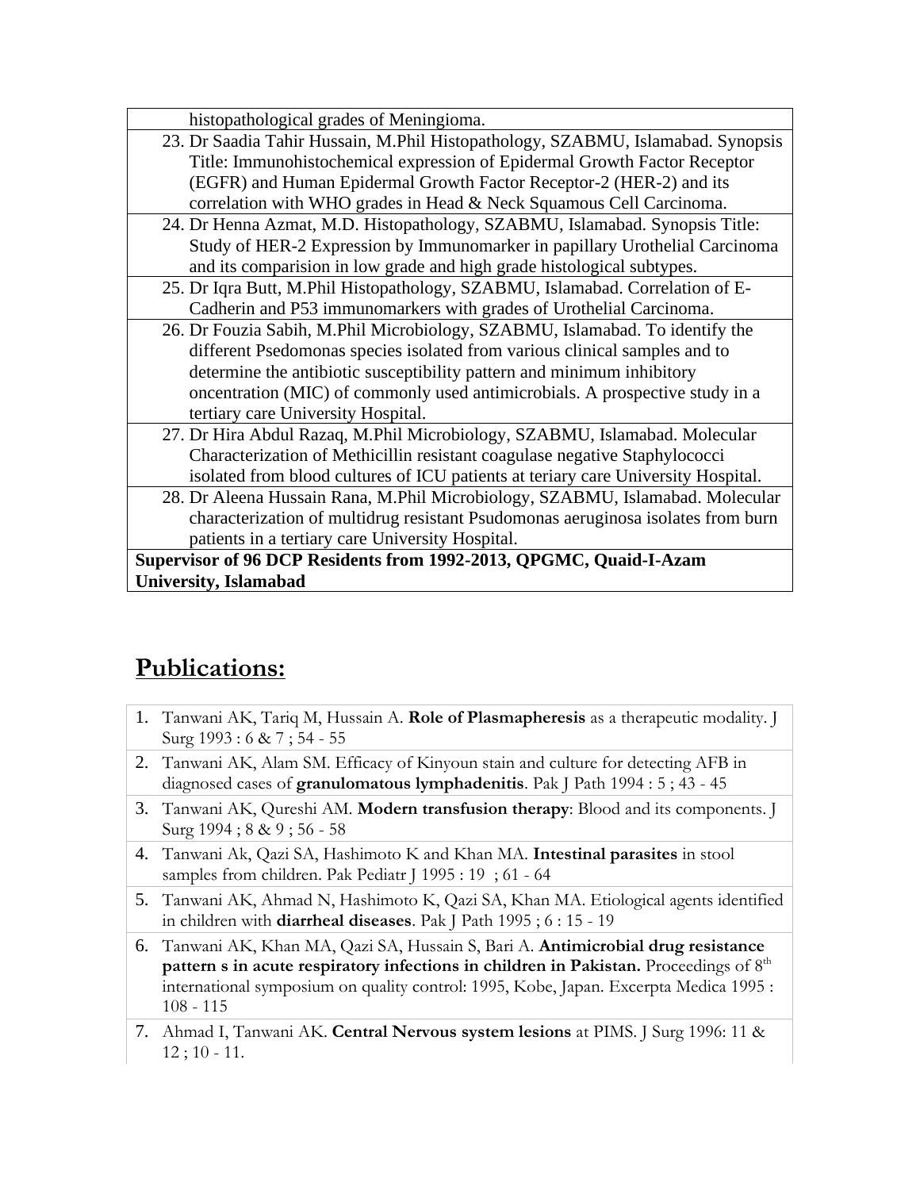| |
|---|
| histopathological grades of Meningioma. |
| 23. Dr Saadia Tahir Hussain, M.Phil Histopathology, SZABMU, Islamabad. Synopsis Title: Immunohistochemical expression of Epidermal Growth Factor Receptor (EGFR) and Human Epidermal Growth Factor Receptor-2 (HER-2) and its correlation with WHO grades in Head & Neck Squamous Cell Carcinoma. |
| 24. Dr Henna Azmat, M.D. Histopathology, SZABMU, Islamabad. Synopsis Title: Study of HER-2 Expression by Immunomarker in papillary Urothelial Carcinoma and its comparision in low grade and high grade histological subtypes. |
| 25. Dr Iqra Butt, M.Phil Histopathology, SZABMU, Islamabad. Correlation of E-Cadherin and P53 immunomarkers with grades of Urothelial Carcinoma. |
| 26. Dr Fouzia Sabih, M.Phil Microbiology, SZABMU, Islamabad. To identify the different Psedomonas species isolated from various clinical samples and to determine the antibiotic susceptibility pattern and minimum inhibitory oncentration (MIC) of commonly used antimicrobials. A prospective study in a tertiary care University Hospital. |
| 27. Dr Hira Abdul Razaq, M.Phil Microbiology, SZABMU, Islamabad. Molecular Characterization of Methicillin resistant coagulase negative Staphylococci isolated from blood cultures of ICU patients at teriary care University Hospital. |
| 28. Dr Aleena Hussain Rana, M.Phil Microbiology, SZABMU, Islamabad. Molecular characterization of multidrug resistant Psudomonas aeruginosa isolates from burn patients in a tertiary care University Hospital. |
| **Supervisor of 96 DCP Residents from 1992-2013, QPGMC, Quaid-I-Azam University, Islamabad** |

## Publications:

| | |
|---|---|
| 1. | Tanwani AK, Tariq M, Hussain A. **Role of Plasmapheresis** as a therapeutic modality. J Surg 1993 : 6 & 7 ; 54 - 55 |
| 2. | Tanwani AK, Alam SM. Efficacy of Kinyoun stain and culture for detecting AFB in diagnosed cases of **granulomatous lymphadenitis**. Pak J Path 1994 : 5 ; 43 - 45 |
| 3. | Tanwani AK, Qureshi AM. **Modern transfusion therapy**: Blood and its components. J Surg 1994 ; 8 & 9 ; 56 - 58 |
| 4. | Tanwani Ak, Qazi SA, Hashimoto K and Khan MA. **Intestinal parasites** in stool samples from children. Pak Pediatr J 1995 : 19 ; 61 - 64 |
| 5. | Tanwani AK, Ahmad N, Hashimoto K, Qazi SA, Khan MA. Etiological agents identified in children with **diarrheal diseases**. Pak J Path 1995 ; 6 : 15 - 19 |
| 6. | Tanwani AK, Khan MA, Qazi SA, Hussain S, Bari A. **Antimicrobial drug resistance pattern s in acute respiratory infections in children in Pakistan.** Proceedings of 8th international symposium on quality control: 1995, Kobe, Japan. Excerpta Medica 1995 : 108 - 115 |
| 7. | Ahmad I, Tanwani AK. **Central Nervous system lesions** at PIMS. J Surg 1996: 11 & 12 ; 10 - 11. |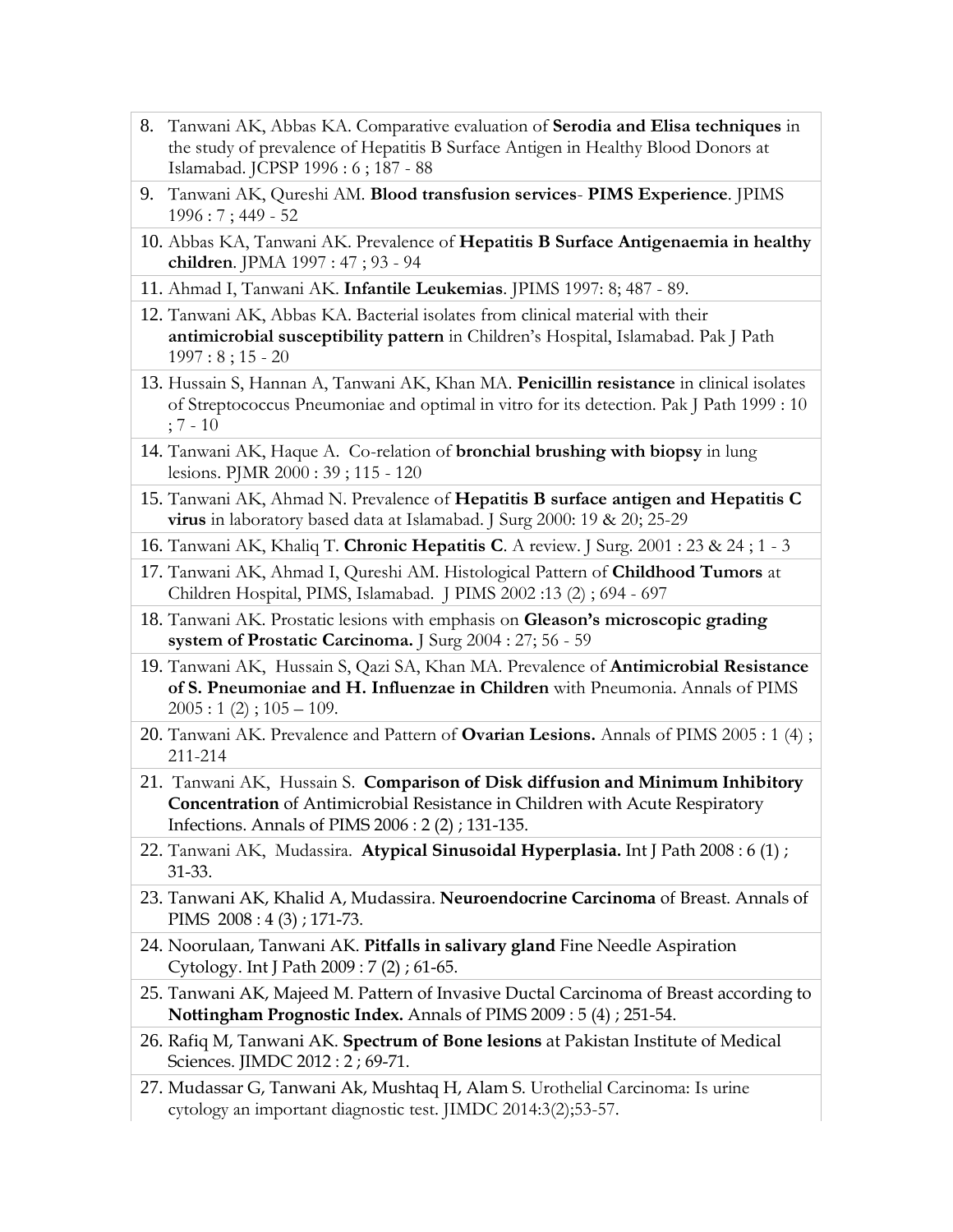8. Tanwani AK, Abbas KA. Comparative evaluation of **Serodia and Elisa techniques** in the study of prevalence of Hepatitis B Surface Antigen in Healthy Blood Donors at Islamabad. JCPSP 1996 : 6 ; 187 - 88
9. Tanwani AK, Qureshi AM. **Blood transfusion services**- **PIMS Experience**. JPIMS 1996 : 7 ; 449 - 52
10. Abbas KA, Tanwani AK. Prevalence of **Hepatitis B Surface Antigenaemia in healthy children**. JPMA 1997 : 47 ; 93 - 94
11. Ahmad I, Tanwani AK. **Infantile Leukemias**. JPIMS 1997: 8; 487 - 89.
12. Tanwani AK, Abbas KA. Bacterial isolates from clinical material with their **antimicrobial susceptibility pattern** in Children's Hospital, Islamabad. Pak J Path 1997 : 8 ; 15 - 20
13. Hussain S, Hannan A, Tanwani AK, Khan MA. **Penicillin resistance** in clinical isolates of Streptococcus Pneumoniae and optimal in vitro for its detection. Pak J Path 1999 : 10 ; 7 - 10
14. Tanwani AK, Haque A. Co-relation of **bronchial brushing with biopsy** in lung lesions. PJMR 2000 : 39 ; 115 - 120
15. Tanwani AK, Ahmad N. Prevalence of **Hepatitis B surface antigen and Hepatitis C virus** in laboratory based data at Islamabad. J Surg 2000: 19 & 20; 25-29
16. Tanwani AK, Khaliq T. **Chronic Hepatitis C**. A review. J Surg. 2001 : 23 & 24 ; 1 - 3
17. Tanwani AK, Ahmad I, Qureshi AM. Histological Pattern of **Childhood Tumors** at Children Hospital, PIMS, Islamabad. J PIMS 2002 :13 (2) ; 694 - 697
18. Tanwani AK. Prostatic lesions with emphasis on **Gleason's microscopic grading system of Prostatic Carcinoma.** J Surg 2004 : 27; 56 - 59
19. Tanwani AK, Hussain S, Qazi SA, Khan MA. Prevalence of **Antimicrobial Resistance of S. Pneumoniae and H. Influenzae in Children** with Pneumonia. Annals of PIMS 2005 : 1 (2) ; 105 – 109.
20. Tanwani AK. Prevalence and Pattern of **Ovarian Lesions.** Annals of PIMS 2005 : 1 (4) ; 211-214
21. Tanwani AK, Hussain S. **Comparison of Disk diffusion and Minimum Inhibitory Concentration** of Antimicrobial Resistance in Children with Acute Respiratory Infections. Annals of PIMS 2006 : 2 (2) ; 131-135.
22. Tanwani AK, Mudassira. **Atypical Sinusoidal Hyperplasia.** Int J Path 2008 : 6 (1) ; 31-33.
23. Tanwani AK, Khalid A, Mudassira. **Neuroendocrine Carcinoma** of Breast. Annals of PIMS 2008 : 4 (3) ; 171-73.
24. Noorulaan, Tanwani AK. **Pitfalls in salivary gland** Fine Needle Aspiration Cytology. Int J Path 2009 : 7 (2) ; 61-65.
25. Tanwani AK, Majeed M. Pattern of Invasive Ductal Carcinoma of Breast according to **Nottingham Prognostic Index.** Annals of PIMS 2009 : 5 (4) ; 251-54.
26. Rafiq M, Tanwani AK. **Spectrum of Bone lesions** at Pakistan Institute of Medical Sciences. JIMDC 2012 : 2 ; 69-71.
27. Mudassar G, Tanwani Ak, Mushtaq H, Alam S. Urothelial Carcinoma: Is urine cytology an important diagnostic test. JIMDC 2014:3(2);53-57.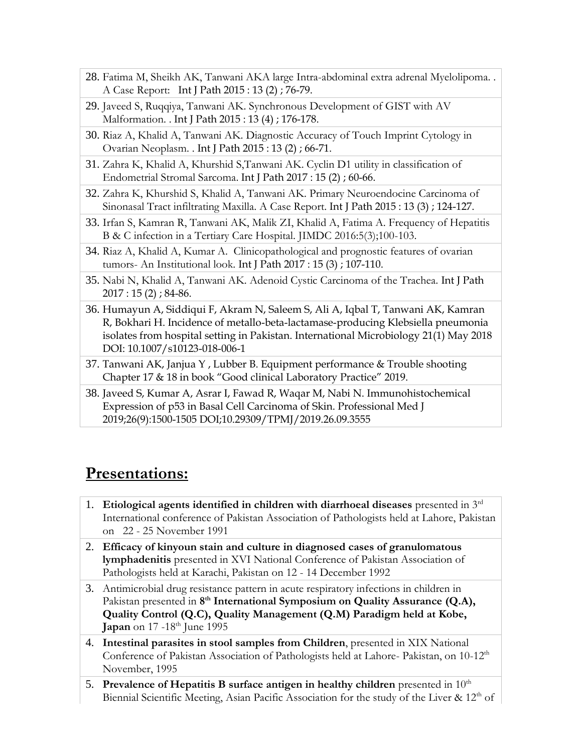28. Fatima M, Sheikh AK, Tanwani AKA large Intra-abdominal extra adrenal Myelolipoma. . A Case Report: Int J Path 2015 : 13 (2) ; 76-79.
29. Javeed S, Ruqqiya, Tanwani AK. Synchronous Development of GIST with AV Malformation. . Int J Path 2015 : 13 (4) ; 176-178.
30. Riaz A, Khalid A, Tanwani AK. Diagnostic Accuracy of Touch Imprint Cytology in Ovarian Neoplasm. . Int J Path 2015 : 13 (2) ; 66-71.
31. Zahra K, Khalid A, Khurshid S,Tanwani AK. Cyclin D1 utility in classification of Endometrial Stromal Sarcoma. Int J Path 2017 : 15 (2) ; 60-66.
32. Zahra K, Khurshid S, Khalid A, Tanwani AK. Primary Neuroendocine Carcinoma of Sinonasal Tract infiltrating Maxilla. A Case Report. Int J Path 2015 : 13 (3) ; 124-127.
33. Irfan S, Kamran R, Tanwani AK, Malik ZI, Khalid A, Fatima A. Frequency of Hepatitis B & C infection in a Tertiary Care Hospital. JIMDC 2016:5(3);100-103.
34. Riaz A, Khalid A, Kumar A. Clinicopathological and prognostic features of ovarian tumors- An Institutional look. Int J Path 2017 : 15 (3) ; 107-110.
35. Nabi N, Khalid A, Tanwani AK. Adenoid Cystic Carcinoma of the Trachea. Int J Path 2017 : 15 (2) ; 84-86.
36. Humayun A, Siddiqui F, Akram N, Saleem S, Ali A, Iqbal T, Tanwani AK, Kamran R, Bokhari H. Incidence of metallo-beta-lactamase-producing Klebsiella pneumonia isolates from hospital setting in Pakistan. International Microbiology 21(1) May 2018 DOI: 10.1007/s10123-018-006-1
37. Tanwani AK, Janjua Y , Lubber B. Equipment performance & Trouble shooting Chapter 17 & 18 in book "Good clinical Laboratory Practice" 2019.
38. Javeed S, Kumar A, Asrar I, Fawad R, Waqar M, Nabi N. Immunohistochemical Expression of p53 in Basal Cell Carcinoma of Skin. Professional Med J 2019;26(9):1500-1505 DOI;10.29309/TPMJ/2019.26.09.3555

## Presentations:

1. **Etiological agents identified in children with diarrhoeal diseases** presented in 3rd International conference of Pakistan Association of Pathologists held at Lahore, Pakistan on 22 - 25 November 1991
2. **Efficacy of kinyoun stain and culture in diagnosed cases of granulomatous lymphadenitis** presented in XVI National Conference of Pakistan Association of Pathologists held at Karachi, Pakistan on 12 - 14 December 1992
3. Antimicrobial drug resistance pattern in acute respiratory infections in children in Pakistan presented in **8th International Symposium on Quality Assurance (Q.A), Quality Control (Q.C), Quality Management (Q.M) Paradigm held at Kobe, Japan** on 17 -18th June 1995
4. **Intestinal parasites in stool samples from Children**, presented in XIX National Conference of Pakistan Association of Pathologists held at Lahore- Pakistan, on 10-12th November, 1995
5. **Prevalence of Hepatitis B surface antigen in healthy children** presented in 10th Biennial Scientific Meeting, Asian Pacific Association for the study of the Liver & 12th of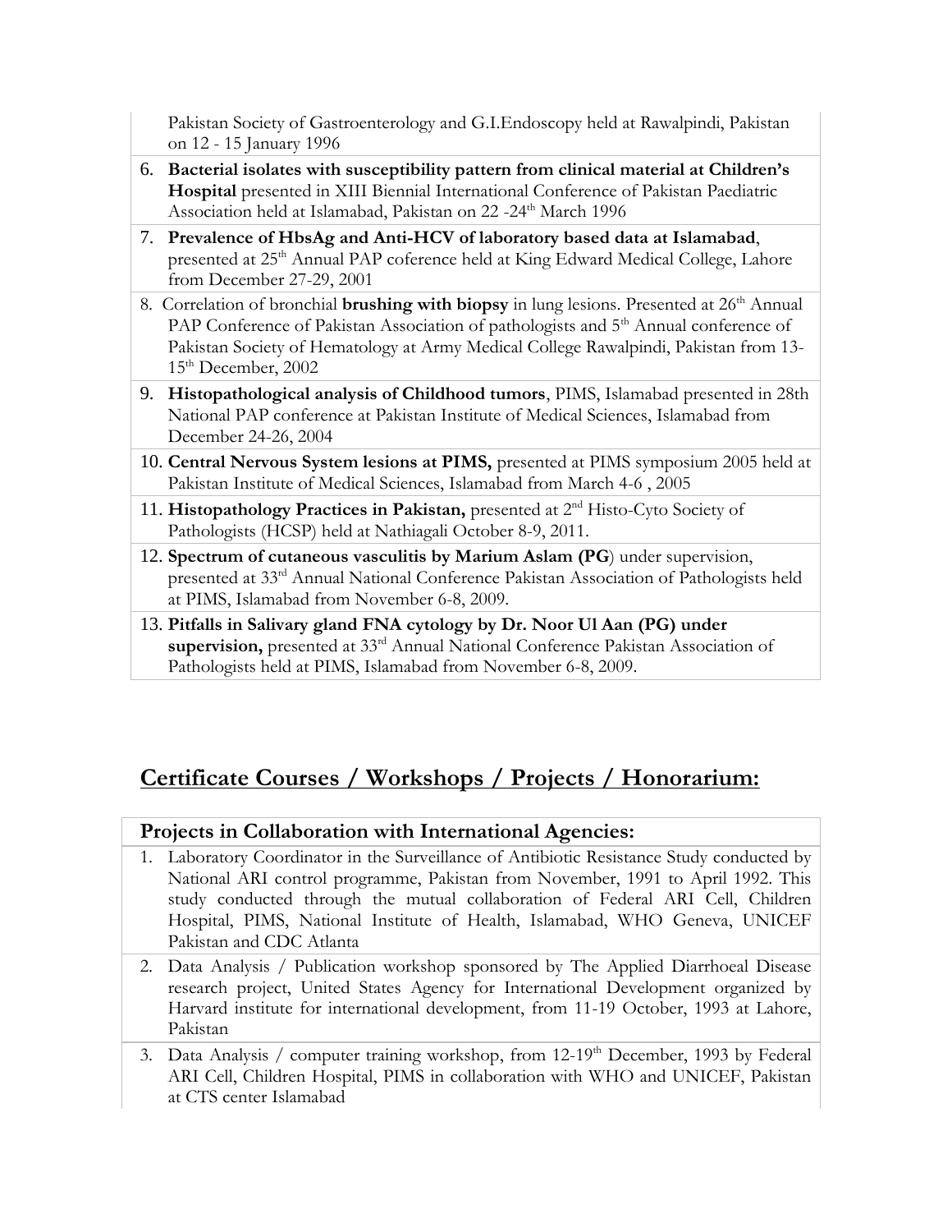Pakistan Society of Gastroenterology and G.I.Endoscopy held at Rawalpindi, Pakistan on 12 - 15 January 1996

6. **Bacterial isolates with susceptibility pattern from clinical material at Children's Hospital** presented in XIII Biennial International Conference of Pakistan Paediatric Association held at Islamabad, Pakistan on 22 -24th March 1996
7. **Prevalence of HbsAg and Anti-HCV of laboratory based data at Islamabad**, presented at 25th Annual PAP coference held at King Edward Medical College, Lahore from December 27-29, 2001
8. Correlation of bronchial **brushing with biopsy** in lung lesions. Presented at 26th Annual PAP Conference of Pakistan Association of pathologists and 5th Annual conference of Pakistan Society of Hematology at Army Medical College Rawalpindi, Pakistan from 13-15th December, 2002
9. **Histopathological analysis of Childhood tumors**, PIMS, Islamabad presented in 28th National PAP conference at Pakistan Institute of Medical Sciences, Islamabad from December 24-26, 2004
10. **Central Nervous System lesions at PIMS,** presented at PIMS symposium 2005 held at Pakistan Institute of Medical Sciences, Islamabad from March 4-6 , 2005
11. **Histopathology Practices in Pakistan,** presented at 2nd Histo-Cyto Society of Pathologists (HCSP) held at Nathiagali October 8-9, 2011.
12. **Spectrum of cutaneous vasculitis by Marium Aslam (PG**) under supervision, presented at 33rd Annual National Conference Pakistan Association of Pathologists held at PIMS, Islamabad from November 6-8, 2009.
13. **Pitfalls in Salivary gland FNA cytology by Dr. Noor Ul Aan (PG) under supervision,** presented at 33rd Annual National Conference Pakistan Association of Pathologists held at PIMS, Islamabad from November 6-8, 2009.

## Certificate Courses / Workshops / Projects / Honorarium:

### Projects in Collaboration with International Agencies:

1. Laboratory Coordinator in the Surveillance of Antibiotic Resistance Study conducted by National ARI control programme, Pakistan from November, 1991 to April 1992. This study conducted through the mutual collaboration of Federal ARI Cell, Children Hospital, PIMS, National Institute of Health, Islamabad, WHO Geneva, UNICEF Pakistan and CDC Atlanta
2. Data Analysis / Publication workshop sponsored by The Applied Diarrhoeal Disease research project, United States Agency for International Development organized by Harvard institute for international development, from 11-19 October, 1993 at Lahore, Pakistan
3. Data Analysis / computer training workshop, from 12-19th December, 1993 by Federal ARI Cell, Children Hospital, PIMS in collaboration with WHO and UNICEF, Pakistan at CTS center Islamabad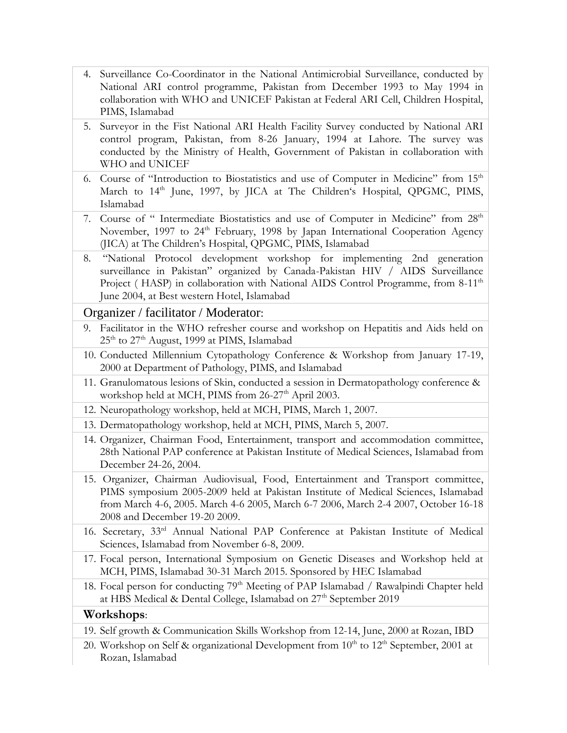4. Surveillance Co-Coordinator in the National Antimicrobial Surveillance, conducted by National ARI control programme, Pakistan from December 1993 to May 1994 in collaboration with WHO and UNICEF Pakistan at Federal ARI Cell, Children Hospital, PIMS, Islamabad
5. Surveyor in the Fist National ARI Health Facility Survey conducted by National ARI control program, Pakistan, from 8-26 January, 1994 at Lahore. The survey was conducted by the Ministry of Health, Government of Pakistan in collaboration with WHO and UNICEF
6. Course of "Introduction to Biostatistics and use of Computer in Medicine" from 15th March to 14th June, 1997, by JICA at The Children's Hospital, QPGMC, PIMS, Islamabad
7. Course of " Intermediate Biostatistics and use of Computer in Medicine" from 28th November, 1997 to 24th February, 1998 by Japan International Cooperation Agency (JICA) at The Children's Hospital, QPGMC, PIMS, Islamabad
8. "National Protocol development workshop for implementing 2nd generation surveillance in Pakistan" organized by Canada-Pakistan HIV / AIDS Surveillance Project ( HASP) in collaboration with National AIDS Control Programme, from 8-11th June 2004, at Best western Hotel, Islamabad

## Organizer / facilitator / Moderator:

9. Facilitator in the WHO refresher course and workshop on Hepatitis and Aids held on 25th to 27th August, 1999 at PIMS, Islamabad
10. Conducted Millennium Cytopathology Conference & Workshop from January 17-19, 2000 at Department of Pathology, PIMS, and Islamabad
11. Granulomatous lesions of Skin, conducted a session in Dermatopathology conference & workshop held at MCH, PIMS from 26-27th April 2003.
12. Neuropathology workshop, held at MCH, PIMS, March 1, 2007.
13. Dermatopathology workshop, held at MCH, PIMS, March 5, 2007.
14. Organizer, Chairman Food, Entertainment, transport and accommodation committee, 28th National PAP conference at Pakistan Institute of Medical Sciences, Islamabad from December 24-26, 2004.
15. Organizer, Chairman Audiovisual, Food, Entertainment and Transport committee, PIMS symposium 2005-2009 held at Pakistan Institute of Medical Sciences, Islamabad from March 4-6, 2005. March 4-6 2005, March 6-7 2006, March 2-4 2007, October 16-18 2008 and December 19-20 2009.
16. Secretary, 33rd Annual National PAP Conference at Pakistan Institute of Medical Sciences, Islamabad from November 6-8, 2009.
17. Focal person, International Symposium on Genetic Diseases and Workshop held at MCH, PIMS, Islamabad 30-31 March 2015. Sponsored by HEC Islamabad
18. Focal person for conducting 79th Meeting of PAP Islamabad / Rawalpindi Chapter held at HBS Medical & Dental College, Islamabad on 27th September 2019

## **Workshops**:

19. Self growth & Communication Skills Workshop from 12-14, June, 2000 at Rozan, IBD
20. Workshop on Self & organizational Development from 10th to 12th September, 2001 at Rozan, Islamabad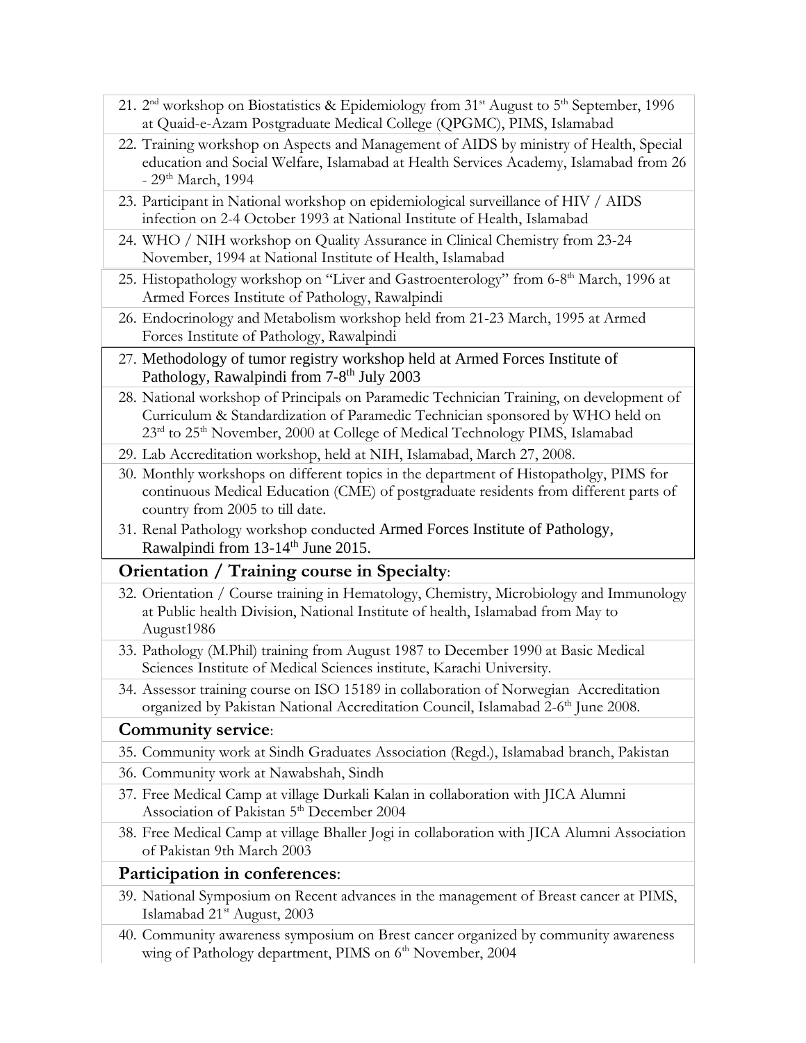21. 2nd workshop on Biostatistics & Epidemiology from 31st August to 5th September, 1996 at Quaid-e-Azam Postgraduate Medical College (QPGMC), PIMS, Islamabad
22. Training workshop on Aspects and Management of AIDS by ministry of Health, Special education and Social Welfare, Islamabad at Health Services Academy, Islamabad from 26 - 29th March, 1994
23. Participant in National workshop on epidemiological surveillance of HIV / AIDS infection on 2-4 October 1993 at National Institute of Health, Islamabad
24. WHO / NIH workshop on Quality Assurance in Clinical Chemistry from 23-24 November, 1994 at National Institute of Health, Islamabad
25. Histopathology workshop on "Liver and Gastroenterology" from 6-8th March, 1996 at Armed Forces Institute of Pathology, Rawalpindi
26. Endocrinology and Metabolism workshop held from 21-23 March, 1995 at Armed Forces Institute of Pathology, Rawalpindi
27. Methodology of tumor registry workshop held at Armed Forces Institute of Pathology, Rawalpindi from 7-8th July 2003
28. National workshop of Principals on Paramedic Technician Training, on development of Curriculum & Standardization of Paramedic Technician sponsored by WHO held on 23rd to 25th November, 2000 at College of Medical Technology PIMS, Islamabad
29. Lab Accreditation workshop, held at NIH, Islamabad, March 27, 2008.
30. Monthly workshops on different topics in the department of Histopatholgy, PIMS for continuous Medical Education (CME) of postgraduate residents from different parts of country from 2005 to till date.
31. Renal Pathology workshop conducted Armed Forces Institute of Pathology, Rawalpindi from 13-14th June 2015.

### Orientation / Training course in Specialty:

32. Orientation / Course training in Hematology, Chemistry, Microbiology and Immunology at Public health Division, National Institute of health, Islamabad from May to August1986
33. Pathology (M.Phil) training from August 1987 to December 1990 at Basic Medical Sciences Institute of Medical Sciences institute, Karachi University.
34. Assessor training course on ISO 15189 in collaboration of Norwegian Accreditation organized by Pakistan National Accreditation Council, Islamabad 2-6th June 2008.

### Community service:

35. Community work at Sindh Graduates Association (Regd.), Islamabad branch, Pakistan
36. Community work at Nawabshah, Sindh
37. Free Medical Camp at village Durkali Kalan in collaboration with JICA Alumni Association of Pakistan 5th December 2004
38. Free Medical Camp at village Bhaller Jogi in collaboration with JICA Alumni Association of Pakistan 9th March 2003

### Participation in conferences:

39. National Symposium on Recent advances in the management of Breast cancer at PIMS, Islamabad 21st August, 2003
40. Community awareness symposium on Brest cancer organized by community awareness wing of Pathology department, PIMS on 6th November, 2004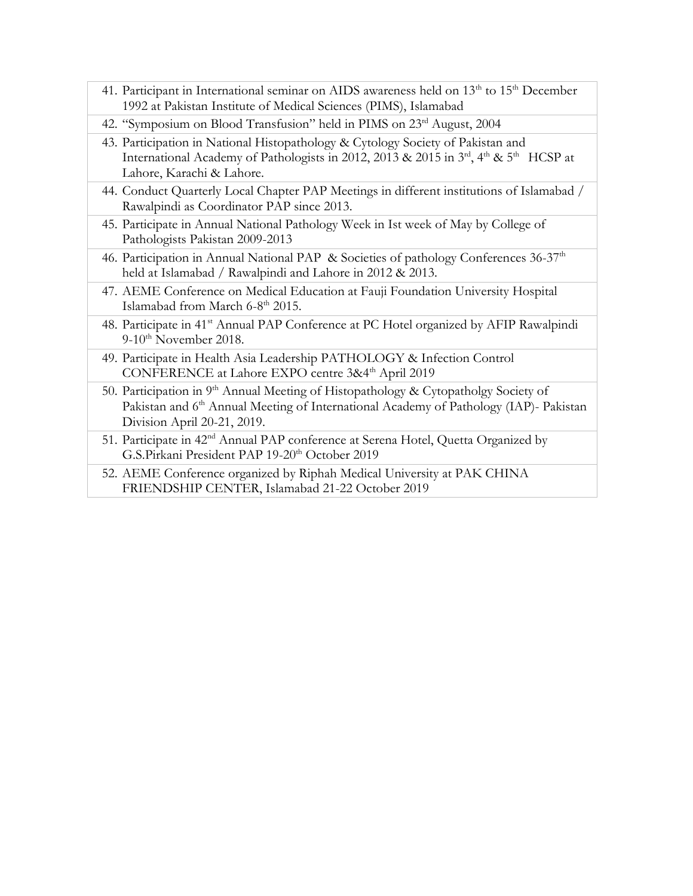41. Participant in International seminar on AIDS awareness held on 13th to 15th December 1992 at Pakistan Institute of Medical Sciences (PIMS), Islamabad
42. "Symposium on Blood Transfusion" held in PIMS on 23rd August, 2004
43. Participation in National Histopathology & Cytology Society of Pakistan and International Academy of Pathologists in 2012, 2013 & 2015 in 3rd, 4th & 5th HCSP at Lahore, Karachi & Lahore.
44. Conduct Quarterly Local Chapter PAP Meetings in different institutions of Islamabad / Rawalpindi as Coordinator PAP since 2013.
45. Participate in Annual National Pathology Week in Ist week of May by College of Pathologists Pakistan 2009-2013
46. Participation in Annual National PAP & Societies of pathology Conferences 36-37th held at Islamabad / Rawalpindi and Lahore in 2012 & 2013.
47. AEME Conference on Medical Education at Fauji Foundation University Hospital Islamabad from March 6-8th 2015.
48. Participate in 41st Annual PAP Conference at PC Hotel organized by AFIP Rawalpindi 9-10th November 2018.
49. Participate in Health Asia Leadership PATHOLOGY & Infection Control CONFERENCE at Lahore EXPO centre 3&4th April 2019
50. Participation in 9th Annual Meeting of Histopathology & Cytopatholgy Society of Pakistan and 6th Annual Meeting of International Academy of Pathology (IAP)- Pakistan Division April 20-21, 2019.
51. Participate in 42nd Annual PAP conference at Serena Hotel, Quetta Organized by G.S.Pirkani President PAP 19-20th October 2019
52. AEME Conference organized by Riphah Medical University at PAK CHINA FRIENDSHIP CENTER, Islamabad 21-22 October 2019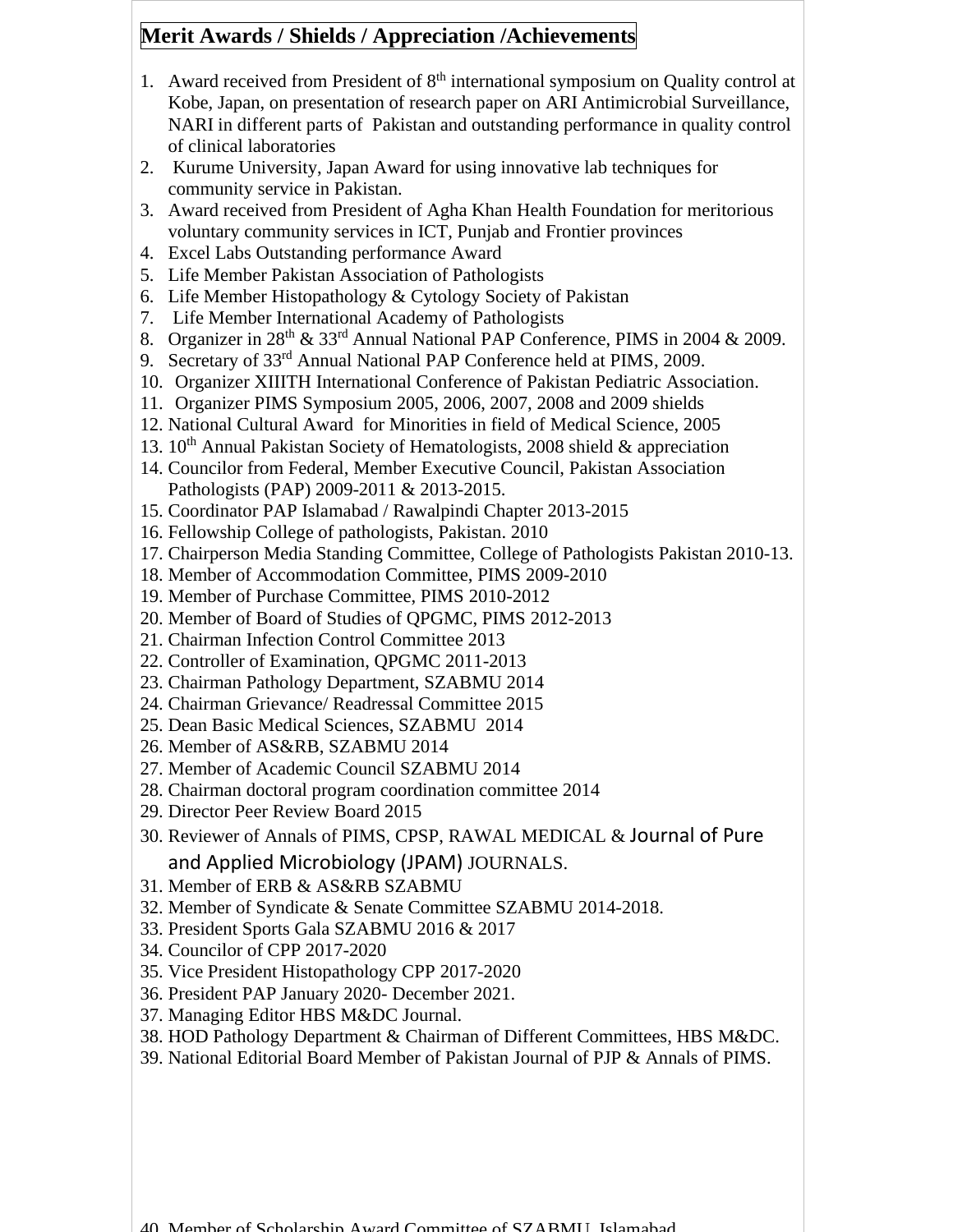## Merit Awards / Shields / Appreciation /Achievements

1. Award received from President of 8th international symposium on Quality control at Kobe, Japan, on presentation of research paper on ARI Antimicrobial Surveillance, NARI in different parts of Pakistan and outstanding performance in quality control of clinical laboratories
2. Kurume University, Japan Award for using innovative lab techniques for community service in Pakistan.
3. Award received from President of Agha Khan Health Foundation for meritorious voluntary community services in ICT, Punjab and Frontier provinces
4. Excel Labs Outstanding performance Award
5. Life Member Pakistan Association of Pathologists
6. Life Member Histopathology & Cytology Society of Pakistan
7. Life Member International Academy of Pathologists
8. Organizer in 28th & 33rd Annual National PAP Conference, PIMS in 2004 & 2009.
9. Secretary of 33rd Annual National PAP Conference held at PIMS, 2009.
10. Organizer XIIITH International Conference of Pakistan Pediatric Association.
11. Organizer PIMS Symposium 2005, 2006, 2007, 2008 and 2009 shields
12. National Cultural Award for Minorities in field of Medical Science, 2005
13. 10th Annual Pakistan Society of Hematologists, 2008 shield & appreciation
14. Councilor from Federal, Member Executive Council, Pakistan Association Pathologists (PAP) 2009-2011 & 2013-2015.
15. Coordinator PAP Islamabad / Rawalpindi Chapter 2013-2015
16. Fellowship College of pathologists, Pakistan. 2010
17. Chairperson Media Standing Committee, College of Pathologists Pakistan 2010-13.
18. Member of Accommodation Committee, PIMS 2009-2010
19. Member of Purchase Committee, PIMS 2010-2012
20. Member of Board of Studies of QPGMC, PIMS 2012-2013
21. Chairman Infection Control Committee 2013
22. Controller of Examination, QPGMC 2011-2013
23. Chairman Pathology Department, SZABMU 2014
24. Chairman Grievance/ Readressal Committee 2015
25. Dean Basic Medical Sciences, SZABMU 2014
26. Member of AS&RB, SZABMU 2014
27. Member of Academic Council SZABMU 2014
28. Chairman doctoral program coordination committee 2014
29. Director Peer Review Board 2015
30. Reviewer of Annals of PIMS, CPSP, RAWAL MEDICAL & Journal of Pure and Applied Microbiology (JPAM) JOURNALS.
31. Member of ERB & AS&RB SZABMU
32. Member of Syndicate & Senate Committee SZABMU 2014-2018.
33. President Sports Gala SZABMU 2016 & 2017
34. Councilor of CPP 2017-2020
35. Vice President Histopathology CPP 2017-2020
36. President PAP January 2020- December 2021.
37. Managing Editor HBS M&DC Journal.
38. HOD Pathology Department & Chairman of Different Committees, HBS M&DC.
39. National Editorial Board Member of Pakistan Journal of PJP & Annals of PIMS.
40. Member of Scholarship Award Committee of SZABMU, Islamabad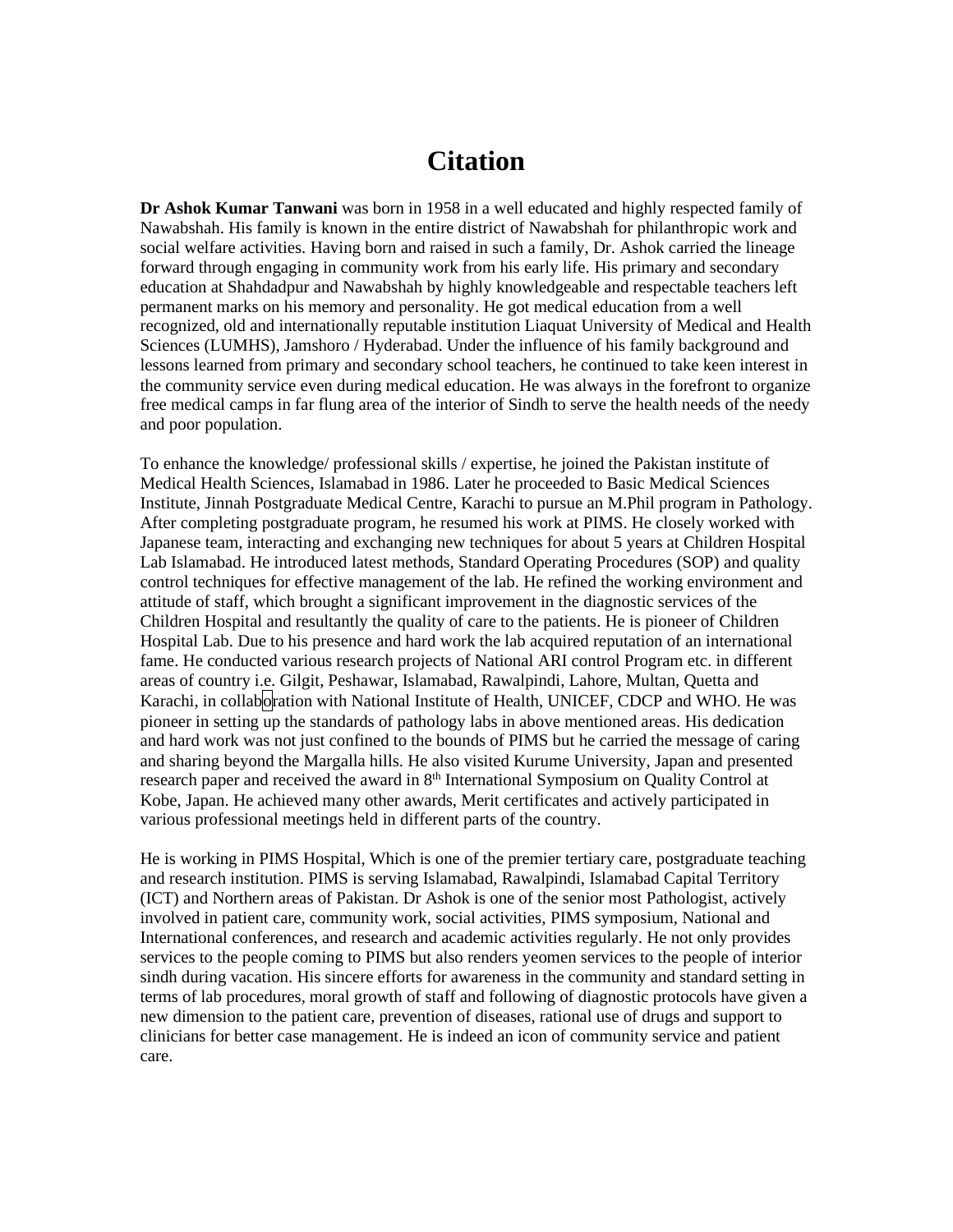# Citation

**Dr Ashok Kumar Tanwani** was born in 1958 in a well educated and highly respected family of Nawabshah. His family is known in the entire district of Nawabshah for philanthropic work and social welfare activities. Having born and raised in such a family, Dr. Ashok carried the lineage forward through engaging in community work from his early life. His primary and secondary education at Shahdadpur and Nawabshah by highly knowledgeable and respectable teachers left permanent marks on his memory and personality. He got medical education from a well recognized, old and internationally reputable institution Liaquat University of Medical and Health Sciences (LUMHS), Jamshoro / Hyderabad. Under the influence of his family background and lessons learned from primary and secondary school teachers, he continued to take keen interest in the community service even during medical education. He was always in the forefront to organize free medical camps in far flung area of the interior of Sindh to serve the health needs of the needy and poor population.

To enhance the knowledge/ professional skills / expertise, he joined the Pakistan institute of Medical Health Sciences, Islamabad in 1986. Later he proceeded to Basic Medical Sciences Institute, Jinnah Postgraduate Medical Centre, Karachi to pursue an M.Phil program in Pathology. After completing postgraduate program, he resumed his work at PIMS. He closely worked with Japanese team, interacting and exchanging new techniques for about 5 years at Children Hospital Lab Islamabad. He introduced latest methods, Standard Operating Procedures (SOP) and quality control techniques for effective management of the lab. He refined the working environment and attitude of staff, which brought a significant improvement in the diagnostic services of the Children Hospital and resultantly the quality of care to the patients. He is pioneer of Children Hospital Lab. Due to his presence and hard work the lab acquired reputation of an international fame. He conducted various research projects of National ARI control Program etc. in different areas of country i.e. Gilgit, Peshawar, Islamabad, Rawalpindi, Lahore, Multan, Quetta and Karachi, in collaboration with National Institute of Health, UNICEF, CDCP and WHO. He was pioneer in setting up the standards of pathology labs in above mentioned areas. His dedication and hard work was not just confined to the bounds of PIMS but he carried the message of caring and sharing beyond the Margalla hills. He also visited Kurume University, Japan and presented research paper and received the award in 8th International Symposium on Quality Control at Kobe, Japan. He achieved many other awards, Merit certificates and actively participated in various professional meetings held in different parts of the country.

He is working in PIMS Hospital, Which is one of the premier tertiary care, postgraduate teaching and research institution. PIMS is serving Islamabad, Rawalpindi, Islamabad Capital Territory (ICT) and Northern areas of Pakistan. Dr Ashok is one of the senior most Pathologist, actively involved in patient care, community work, social activities, PIMS symposium, National and International conferences, and research and academic activities regularly. He not only provides services to the people coming to PIMS but also renders yeomen services to the people of interior sindh during vacation. His sincere efforts for awareness in the community and standard setting in terms of lab procedures, moral growth of staff and following of diagnostic protocols have given a new dimension to the patient care, prevention of diseases, rational use of drugs and support to clinicians for better case management. He is indeed an icon of community service and patient care.